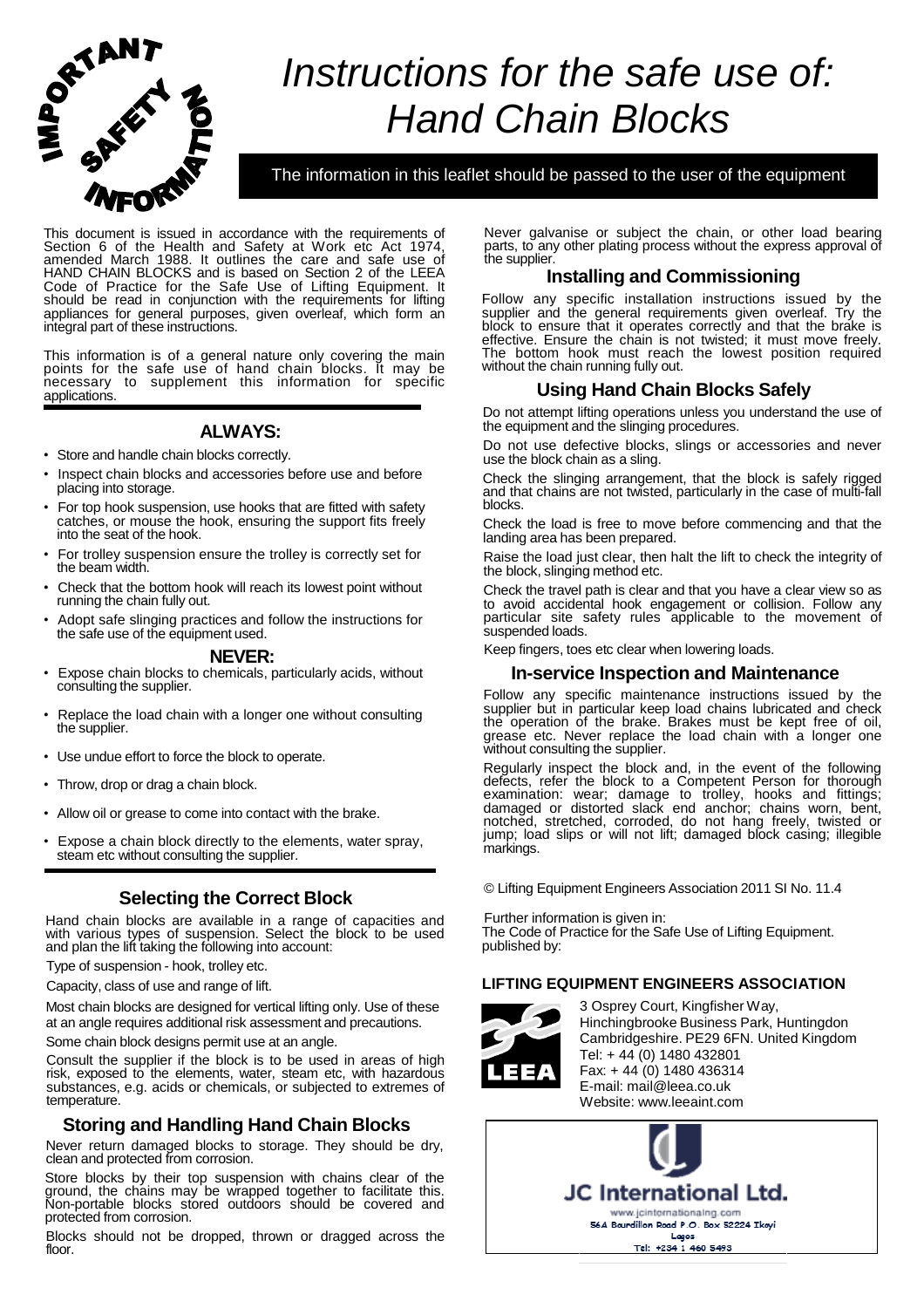# Instructions for the safe use of: Hand Chain Blocks

The information in this leaflet should be passed to the user of the equipment

This document is issued in accordance with the requirements of Section 6 of the Health and Safety at Work etc Act 1974, amended March 1988. It outlines the care and safe use of HAND CHAIN BLOCKS and is based on Section 2 of the LEEA Code of Practice for the Safe Use of Lifting Equipment. It should be read in conjunction with the requirements for lifting appliances for general purposes, given overleaf, which form an integral part of these instructions.

This information is of a general nature only covering the main points for the safe use of hand chain blocks. It may be necessary to supplement this information for specific applications.

## ALWAYS:

- Store and handle chain blocks correctly.
- Inspect chain blocks and accessories before use and before placing into storage.
- For top hook suspension, use hooks that are fitted with safety catches, or mouse the hook, ensuring the support fits freely into the seat of the hook.
- For trolley suspension ensure the trolley is correctly set for the beam width.
- Check that the bottom hook will reach its lowest point without running the chain fully out.
- Adopt safe slinging practices and follow the instructions for the safe use of the equipment used.

## NEVER:

- Expose chain blocks to chemicals, particularly acids, without consulting the supplier.
- Replace the load chain with a longer one without consulting the supplier.
- Use undue effort to force the block to operate.
- Throw, drop or drag a chain block.
- Allow oil or grease to come into contact with the brake.
- Expose a chain block directly to the elements, water spray, steam etc without consulting the supplier.

## Selecting the Correct Block

Hand chain blocks are available in a range of capacities and with various types of suspension. Select the block to be used and plan the lift taking the following into account:

Type of suspension - hook, trolley etc.

Capacity, class of use and range of lift.

Most chain blocks are designed for vertical lifting only. Use of these at an angle requires additional risk assessment and precautions.

Some chain block designs permit use at an angle.

Consult the supplier if the block is to be used in areas of high risk, exposed to the elements, water, steam etc, with hazardous substances, e.g. acids or chemicals, or subjected to extremes of temperature.

## Storing and Handling Hand Chain Blocks

Never return damaged blocks to storage. They should be dry, clean and protected from corrosion.

Store blocks by their top suspension with chains clear of the ground, the chains may be wrapped together to facilitate this. Non-portable blocks stored outdoors should be covered and protected from corrosion.

Blocks should not be dropped, thrown or dragged across the floor.

Never galvanise or subject the chain, or other load bearing parts, to any other plating process without the express approval of the supplier.

## Installing and Commissioning

Follow any specific installation instructions issued by the supplier and the general requirements given overleaf. Try the block to ensure that it operates correctly and that the brake is effective. Ensure the chain is not twisted; it must move freely. The bottom hook must reach the lowest position required without the chain running fully out.

## Using Hand Chain Blocks Safely

Do not attempt lifting operations unless you understand the use of the equipment and the slinging procedures.

Do not use defective blocks, slings or accessories and never use the block chain as a sling.

Check the slinging arrangement, that the block is safely rigged and that chains are not twisted, particularly in the case of multi-fall blocks.

Check the load is free to move before commencing and that the landing area has been prepared.

Raise the load just clear, then halt the lift to check the integrity of the block, slinging method etc.

Check the travel path is clear and that you have a clear view so as to avoid accidental hook engagement or collision. Follow any particular site safety rules applicable to the movement of suspended loads.

Keep fingers, toes etc clear when lowering loads.

## In-service Inspection and Maintenance

Follow any specific maintenance instructions issued by the supplier but in particular keep load chains lubricated and check the operation of the brake. Brakes must be kept free of oil, grease etc. Never replace the load chain with a longer one without consulting the supplier.

Regularly inspect the block and, in the event of the following defects, refer the block to a Competent Person for thorough examination: wear; damage to trolley, hooks and fittings; damaged or distorted slack end anchor; chains worn, bent, notched, stretched, corroded, do not hang freely, twisted or jump; load slips or will not lift; damaged block casing; illegible markings.

© Lifting Equipment Engineers Association 2011 SI No. 11.4

Further information is given in:
The Code of Practice for the Safe Use of Lifting Equipment.
published by:

**LIFTING EQUIPMENT ENGINEERS ASSOCIATION**

3 Osprey Court, Kingfisher Way,
Hinchingbrooke Business Park, Huntingdon
Cambridgeshire. PE29 6FN. United Kingdom
Tel: + 44 (0) 1480 432801
Fax: + 44 (0) 1480 436314
E-mail: mail@leea.co.uk
Website: www.leeaint.com

**JC International Ltd.**
www.jcinternationalng.com
56A Bourdillon Road P.O. Box 52224 Ikoyi
Lagos
Tel: +234 1 460 5493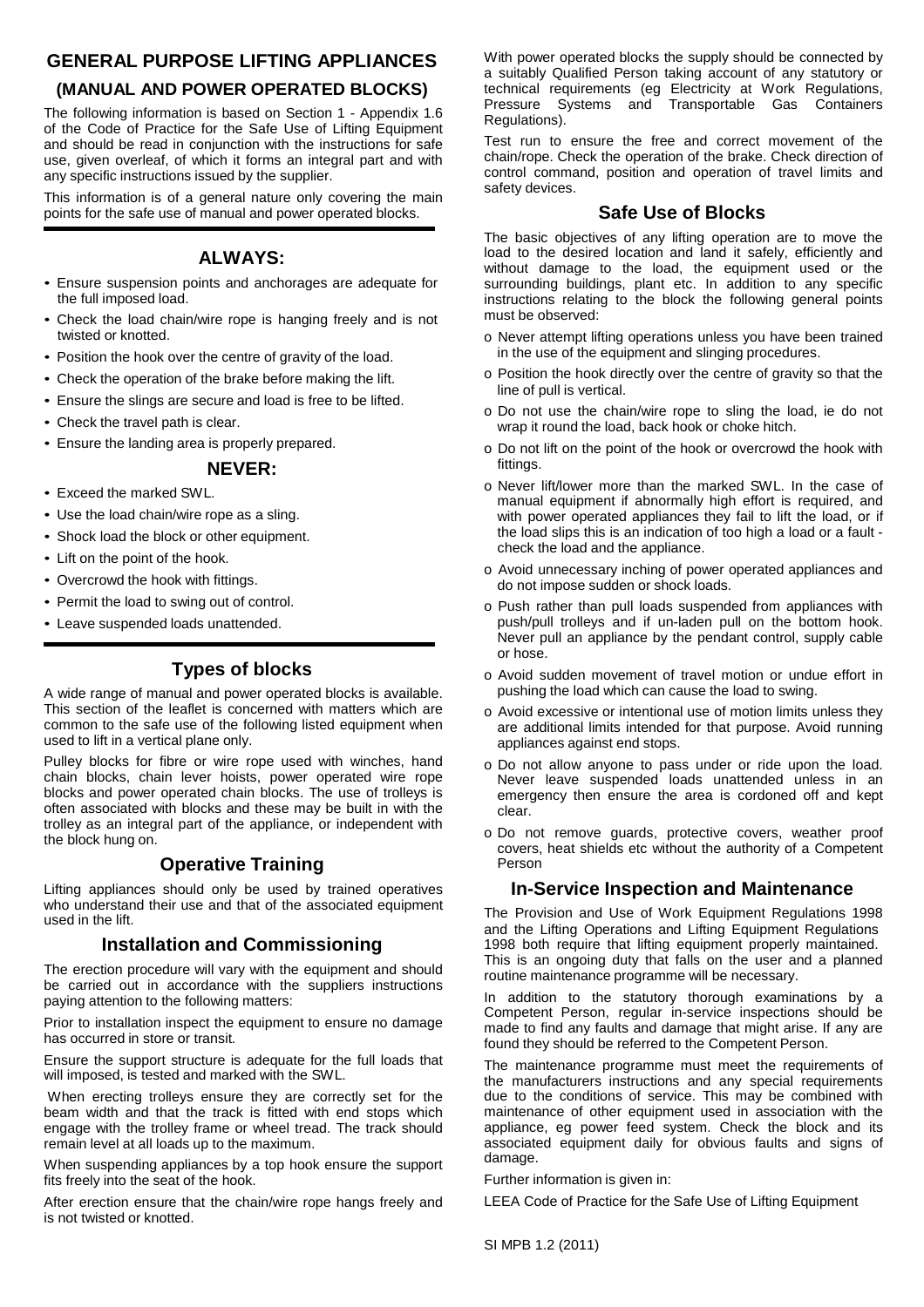# GENERAL PURPOSE LIFTING APPLIANCES

## (MANUAL AND POWER OPERATED BLOCKS)

The following information is based on Section 1 - Appendix 1.6 of the Code of Practice for the Safe Use of Lifting Equipment and should be read in conjunction with the instructions for safe use, given overleaf, of which it forms an integral part and with any specific instructions issued by the supplier.

This information is of a general nature only covering the main points for the safe use of manual and power operated blocks.

### ALWAYS:

- Ensure suspension points and anchorages are adequate for the full imposed load.
- Check the load chain/wire rope is hanging freely and is not twisted or knotted.
- Position the hook over the centre of gravity of the load.
- Check the operation of the brake before making the lift.
- Ensure the slings are secure and load is free to be lifted.
- Check the travel path is clear.
- Ensure the landing area is properly prepared.

### NEVER:

- Exceed the marked SWL.
- Use the load chain/wire rope as a sling.
- Shock load the block or other equipment.
- Lift on the point of the hook.
- Overcrowd the hook with fittings.
- Permit the load to swing out of control.
- Leave suspended loads unattended.

## Types of blocks

A wide range of manual and power operated blocks is available. This section of the leaflet is concerned with matters which are common to the safe use of the following listed equipment when used to lift in a vertical plane only.

Pulley blocks for fibre or wire rope used with winches, hand chain blocks, chain lever hoists, power operated wire rope blocks and power operated chain blocks. The use of trolleys is often associated with blocks and these may be built in with the trolley as an integral part of the appliance, or independent with the block hung on.

## Operative Training

Lifting appliances should only be used by trained operatives who understand their use and that of the associated equipment used in the lift.

## Installation and Commissioning

The erection procedure will vary with the equipment and should be carried out in accordance with the suppliers instructions paying attention to the following matters:

Prior to installation inspect the equipment to ensure no damage has occurred in store or transit.

Ensure the support structure is adequate for the full loads that will imposed, is tested and marked with the SWL.

When erecting trolleys ensure they are correctly set for the beam width and that the track is fitted with end stops which engage with the trolley frame or wheel tread. The track should remain level at all loads up to the maximum.

When suspending appliances by a top hook ensure the support fits freely into the seat of the hook.

After erection ensure that the chain/wire rope hangs freely and is not twisted or knotted.

With power operated blocks the supply should be connected by a suitably Qualified Person taking account of any statutory or technical requirements (eg Electricity at Work Regulations, Pressure Systems and Transportable Gas Containers Regulations).

Test run to ensure the free and correct movement of the chain/rope. Check the operation of the brake. Check direction of control command, position and operation of travel limits and safety devices.

## Safe Use of Blocks

The basic objectives of any lifting operation are to move the load to the desired location and land it safely, efficiently and without damage to the load, the equipment used or the surrounding buildings, plant etc. In addition to any specific instructions relating to the block the following general points must be observed:

- Never attempt lifting operations unless you have been trained in the use of the equipment and slinging procedures.
- Position the hook directly over the centre of gravity so that the line of pull is vertical.
- Do not use the chain/wire rope to sling the load, ie do not wrap it round the load, back hook or choke hitch.
- Do not lift on the point of the hook or overcrowd the hook with fittings.
- Never lift/lower more than the marked SWL. In the case of manual equipment if abnormally high effort is required, and with power operated appliances they fail to lift the load, or if the load slips this is an indication of too high a load or a fault - check the load and the appliance.
- Avoid unnecessary inching of power operated appliances and do not impose sudden or shock loads.
- Push rather than pull loads suspended from appliances with push/pull trolleys and if un-laden pull on the bottom hook. Never pull an appliance by the pendant control, supply cable or hose.
- Avoid sudden movement of travel motion or undue effort in pushing the load which can cause the load to swing.
- Avoid excessive or intentional use of motion limits unless they are additional limits intended for that purpose. Avoid running appliances against end stops.
- Do not allow anyone to pass under or ride upon the load. Never leave suspended loads unattended unless in an emergency then ensure the area is cordoned off and kept clear.
- Do not remove guards, protective covers, weather proof covers, heat shields etc without the authority of a Competent Person

## In-Service Inspection and Maintenance

The Provision and Use of Work Equipment Regulations 1998 and the Lifting Operations and Lifting Equipment Regulations 1998 both require that lifting equipment properly maintained. This is an ongoing duty that falls on the user and a planned routine maintenance programme will be necessary.

In addition to the statutory thorough examinations by a Competent Person, regular in-service inspections should be made to find any faults and damage that might arise. If any are found they should be referred to the Competent Person.

The maintenance programme must meet the requirements of the manufacturers instructions and any special requirements due to the conditions of service. This may be combined with maintenance of other equipment used in association with the appliance, eg power feed system. Check the block and its associated equipment daily for obvious faults and signs of damage.

Further information is given in:

LEEA Code of Practice for the Safe Use of Lifting Equipment

SI MPB 1.2 (2011)